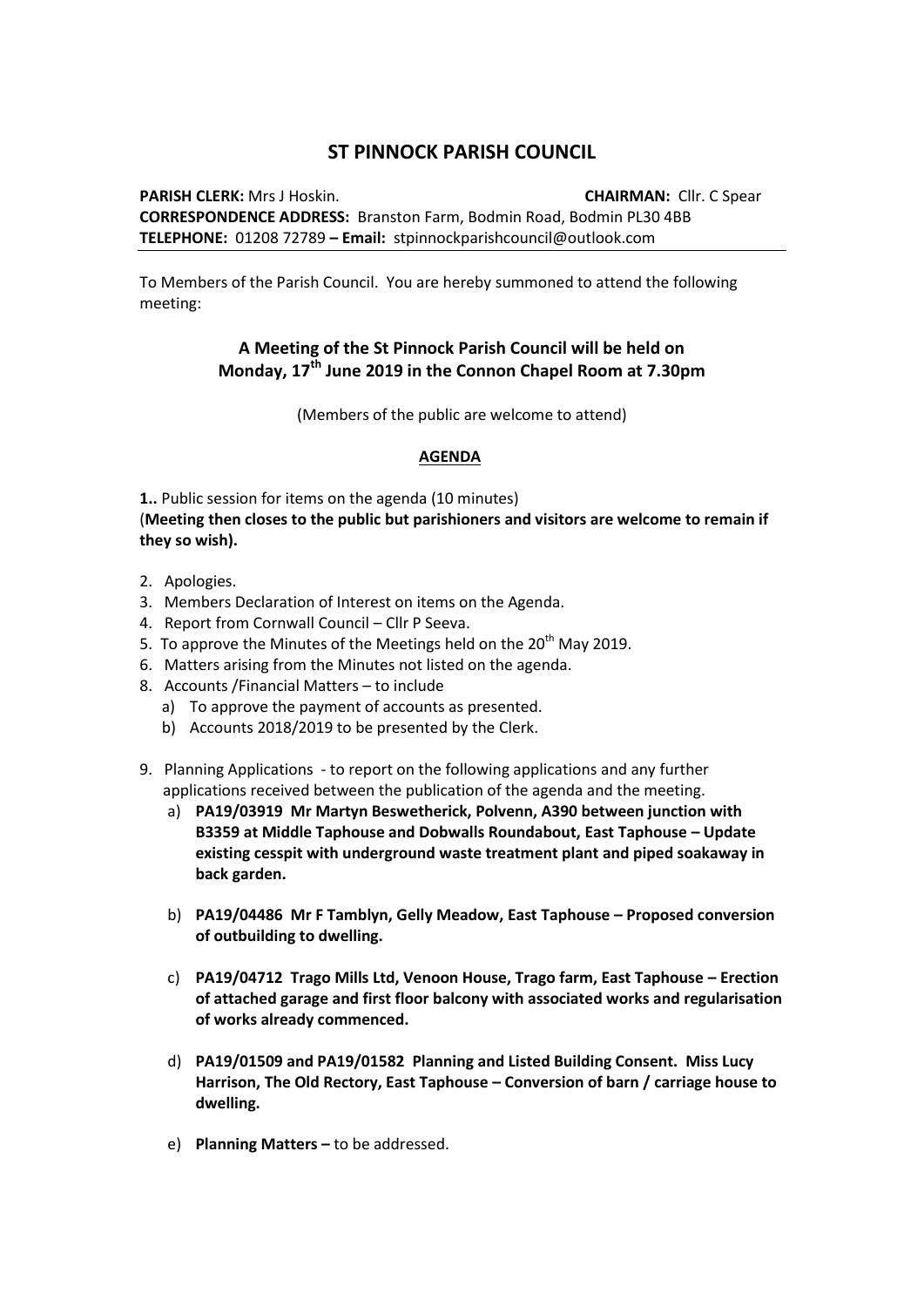# ST PINNOCK PARISH COUNCIL

**PARISH CLERK:** Mrs J Hoskin. **CHAIRMAN:** Cllr. C Spear
**CORRESPONDENCE ADDRESS:** Branston Farm, Bodmin Road, Bodmin PL30 4BB
**TELEPHONE:** 01208 72789 **– Email:** stpinnockparishcouncil@outlook.com

To Members of the Parish Council. You are hereby summoned to attend the following meeting:

## A Meeting of the St Pinnock Parish Council will be held on Monday, 17th June 2019 in the Connon Chapel Room at 7.30pm

(Members of the public are welcome to attend)

**AGENDA**

**1.**. Public session for items on the agenda (10 minutes)
(**Meeting then closes to the public but parishioners and visitors are welcome to remain if they so wish).**

2. Apologies.
3. Members Declaration of Interest on items on the Agenda.
4. Report from Cornwall Council – Cllr P Seeva.
5. To approve the Minutes of the Meetings held on the 20th May 2019.
6. Matters arising from the Minutes not listed on the agenda.
8. Accounts /Financial Matters – to include
   a) To approve the payment of accounts as presented.
   b) Accounts 2018/2019 to be presented by the Clerk.
9. Planning Applications - to report on the following applications and any further applications received between the publication of the agenda and the meeting.
   a) **PA19/03919 Mr Martyn Beswetherick, Polvenn, A390 between junction with B3359 at Middle Taphouse and Dobwalls Roundabout, East Taphouse – Update existing cesspit with underground waste treatment plant and piped soakaway in back garden.**
   b) **PA19/04486 Mr F Tamblyn, Gelly Meadow, East Taphouse – Proposed conversion of outbuilding to dwelling.**
   c) **PA19/04712 Trago Mills Ltd, Venoon House, Trago farm, East Taphouse – Erection of attached garage and first floor balcony with associated works and regularisation of works already commenced.**
   d) **PA19/01509 and PA19/01582 Planning and Listed Building Consent. Miss Lucy Harrison, The Old Rectory, East Taphouse – Conversion of barn / carriage house to dwelling.**
   e) **Planning Matters –** to be addressed.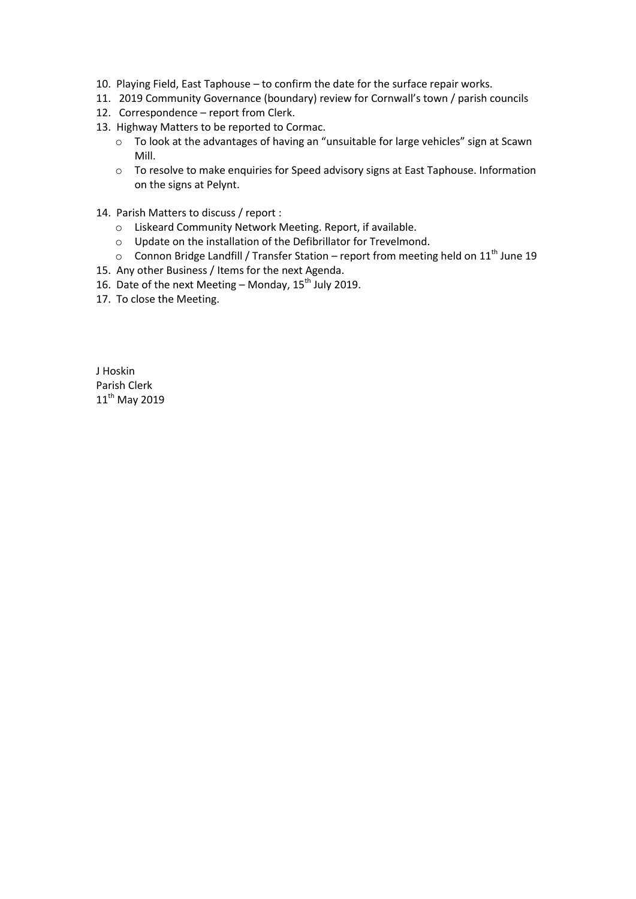10. Playing Field, East Taphouse – to confirm the date for the surface repair works.
11. 2019 Community Governance (boundary) review for Cornwall's town / parish councils
12. Correspondence – report from Clerk.
13. Highway Matters to be reported to Cormac.
    - To look at the advantages of having an "unsuitable for large vehicles" sign at Scawn Mill.
    - To resolve to make enquiries for Speed advisory signs at East Taphouse. Information on the signs at Pelynt.
14. Parish Matters to discuss / report :
    - Liskeard Community Network Meeting. Report, if available.
    - Update on the installation of the Defibrillator for Trevelmond.
    - Connon Bridge Landfill / Transfer Station – report from meeting held on 11th June 19
15. Any other Business / Items for the next Agenda.
16. Date of the next Meeting – Monday, 15th July 2019.
17. To close the Meeting.

J Hoskin
Parish Clerk
11th May 2019